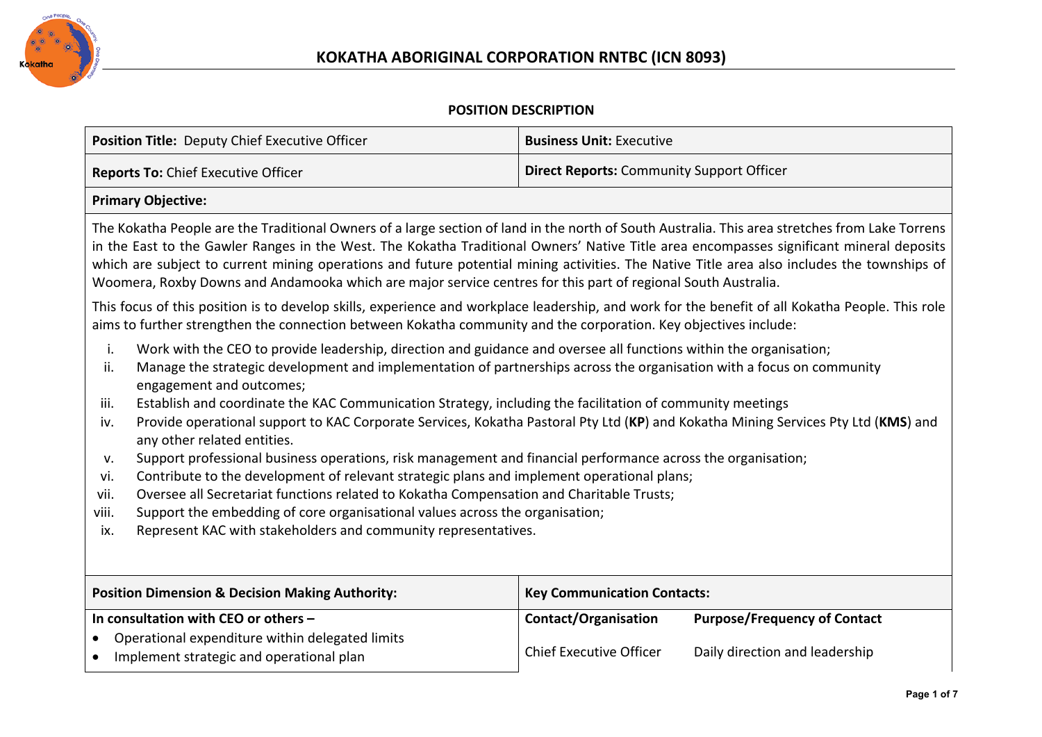# KOKATHA ABORIGINAL CORPORATION RNTBC (ICN 8093)

## POSITION DESCRIPTION

| **Position Title:** Deputy Chief Executive Officer | **Business Unit:** Executive |
|---|---|
| **Reports To:** Chief Executive Officer | **Direct Reports:** Community Support Officer |

**Primary Objective:**

The Kokatha People are the Traditional Owners of a large section of land in the north of South Australia. This area stretches from Lake Torrens in the East to the Gawler Ranges in the West. The Kokatha Traditional Owners' Native Title area encompasses significant mineral deposits which are subject to current mining operations and future potential mining activities. The Native Title area also includes the townships of Woomera, Roxby Downs and Andamooka which are major service centres for this part of regional South Australia.

This focus of this position is to develop skills, experience and workplace leadership, and work for the benefit of all Kokatha People. This role aims to further strengthen the connection between Kokatha community and the corporation. Key objectives include:

i. Work with the CEO to provide leadership, direction and guidance and oversee all functions within the organisation;
ii. Manage the strategic development and implementation of partnerships across the organisation with a focus on community engagement and outcomes;
iii. Establish and coordinate the KAC Communication Strategy, including the facilitation of community meetings
iv. Provide operational support to KAC Corporate Services, Kokatha Pastoral Pty Ltd (**KP**) and Kokatha Mining Services Pty Ltd (**KMS**) and any other related entities.
v. Support professional business operations, risk management and financial performance across the organisation;
vi. Contribute to the development of relevant strategic plans and implement operational plans;
vii. Oversee all Secretariat functions related to Kokatha Compensation and Charitable Trusts;
viii. Support the embedding of core organisational values across the organisation;
ix. Represent KAC with stakeholders and community representatives.

| **Position Dimension & Decision Making Authority:** | **Key Communication Contacts:** | |
|---|---|---|
| **In consultation with CEO or others –** | **Contact/Organisation** | **Purpose/Frequency of Contact** |
| • Operational expenditure within delegated limits<br>• Implement strategic and operational plan | Chief Executive Officer | Daily direction and leadership |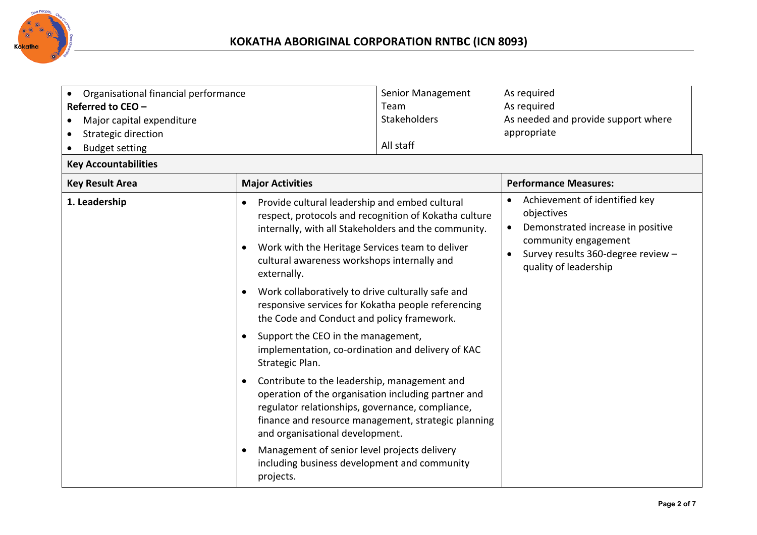| | | |
|---|---|---|
| • Organisational financial performance<br>**Referred to CEO –**<br>• Major capital expenditure<br>• Strategic direction<br>• Budget setting | Senior Management Team<br>Stakeholders<br><br>All staff | As required<br>As required<br>As needed and provide support where appropriate |

**Key Accountabilities**

| Key Result Area | Major Activities | Performance Measures: |
|---|---|---|
| **1. Leadership** | • Provide cultural leadership and embed cultural respect, protocols and recognition of Kokatha culture internally, with all Stakeholders and the community.<br>• Work with the Heritage Services team to deliver cultural awareness workshops internally and externally.<br>• Work collaboratively to drive culturally safe and responsive services for Kokatha people referencing the Code and Conduct and policy framework.<br>• Support the CEO in the management, implementation, co-ordination and delivery of KAC Strategic Plan.<br>• Contribute to the leadership, management and operation of the organisation including partner and regulator relationships, governance, compliance, finance and resource management, strategic planning and organisational development.<br>• Management of senior level projects delivery including business development and community projects. | • Achievement of identified key objectives<br>• Demonstrated increase in positive community engagement<br>• Survey results 360-degree review – quality of leadership |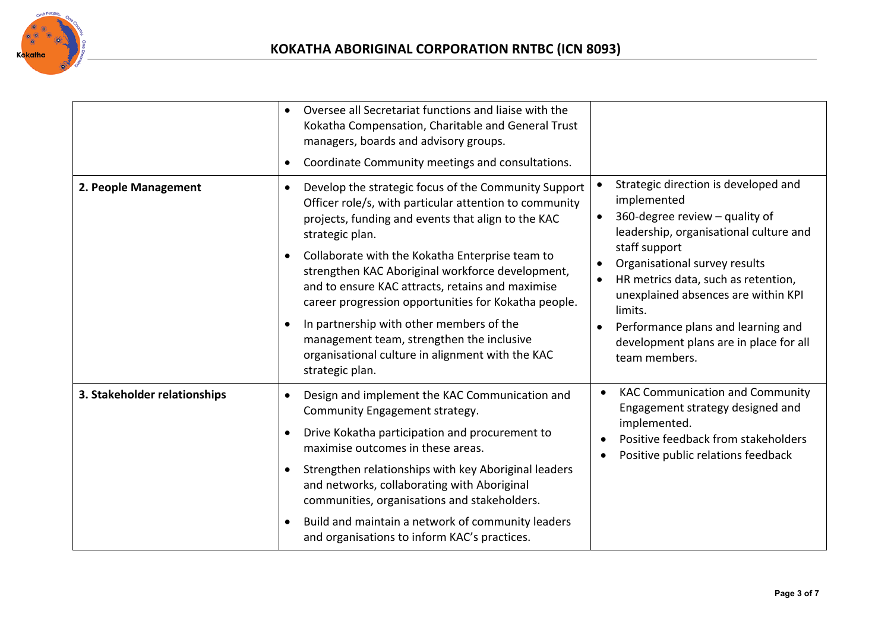| | | |
|---|---|---|
| | • Oversee all Secretariat functions and liaise with the Kokatha Compensation, Charitable and General Trust managers, boards and advisory groups.<br>• Coordinate Community meetings and consultations. | |
| **2. People Management** | • Develop the strategic focus of the Community Support Officer role/s, with particular attention to community projects, funding and events that align to the KAC strategic plan.<br>• Collaborate with the Kokatha Enterprise team to strengthen KAC Aboriginal workforce development, and to ensure KAC attracts, retains and maximise career progression opportunities for Kokatha people.<br>• In partnership with other members of the management team, strengthen the inclusive organisational culture in alignment with the KAC strategic plan. | • Strategic direction is developed and implemented<br>• 360-degree review – quality of leadership, organisational culture and staff support<br>• Organisational survey results<br>• HR metrics data, such as retention, unexplained absences are within KPI limits.<br>• Performance plans and learning and development plans are in place for all team members. |
| **3. Stakeholder relationships** | • Design and implement the KAC Communication and Community Engagement strategy.<br>• Drive Kokatha participation and procurement to maximise outcomes in these areas.<br>• Strengthen relationships with key Aboriginal leaders and networks, collaborating with Aboriginal communities, organisations and stakeholders.<br>• Build and maintain a network of community leaders and organisations to inform KAC's practices. | • KAC Communication and Community Engagement strategy designed and implemented.<br>• Positive feedback from stakeholders<br>• Positive public relations feedback |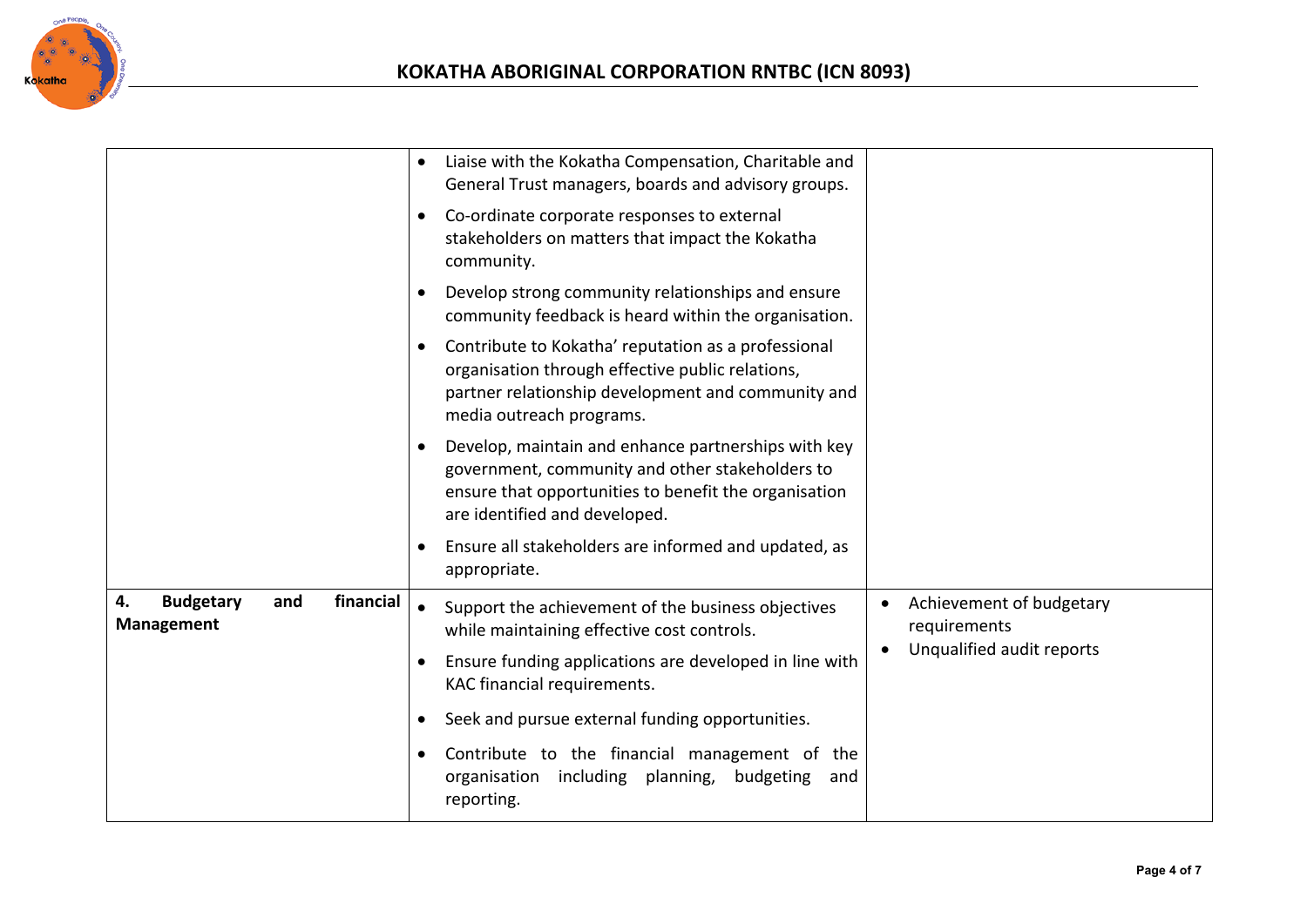| | | |
|---|---|---|
| | • Liaise with the Kokatha Compensation, Charitable and General Trust managers, boards and advisory groups.<br>• Co-ordinate corporate responses to external stakeholders on matters that impact the Kokatha community.<br>• Develop strong community relationships and ensure community feedback is heard within the organisation.<br>• Contribute to Kokatha' reputation as a professional organisation through effective public relations, partner relationship development and community and media outreach programs.<br>• Develop, maintain and enhance partnerships with key government, community and other stakeholders to ensure that opportunities to benefit the organisation are identified and developed.<br>• Ensure all stakeholders are informed and updated, as appropriate. | |
| **4. Budgetary and financial Management** | • Support the achievement of the business objectives while maintaining effective cost controls.<br>• Ensure funding applications are developed in line with KAC financial requirements.<br>• Seek and pursue external funding opportunities.<br>• Contribute to the financial management of the organisation including planning, budgeting and reporting. | • Achievement of budgetary requirements<br>• Unqualified audit reports |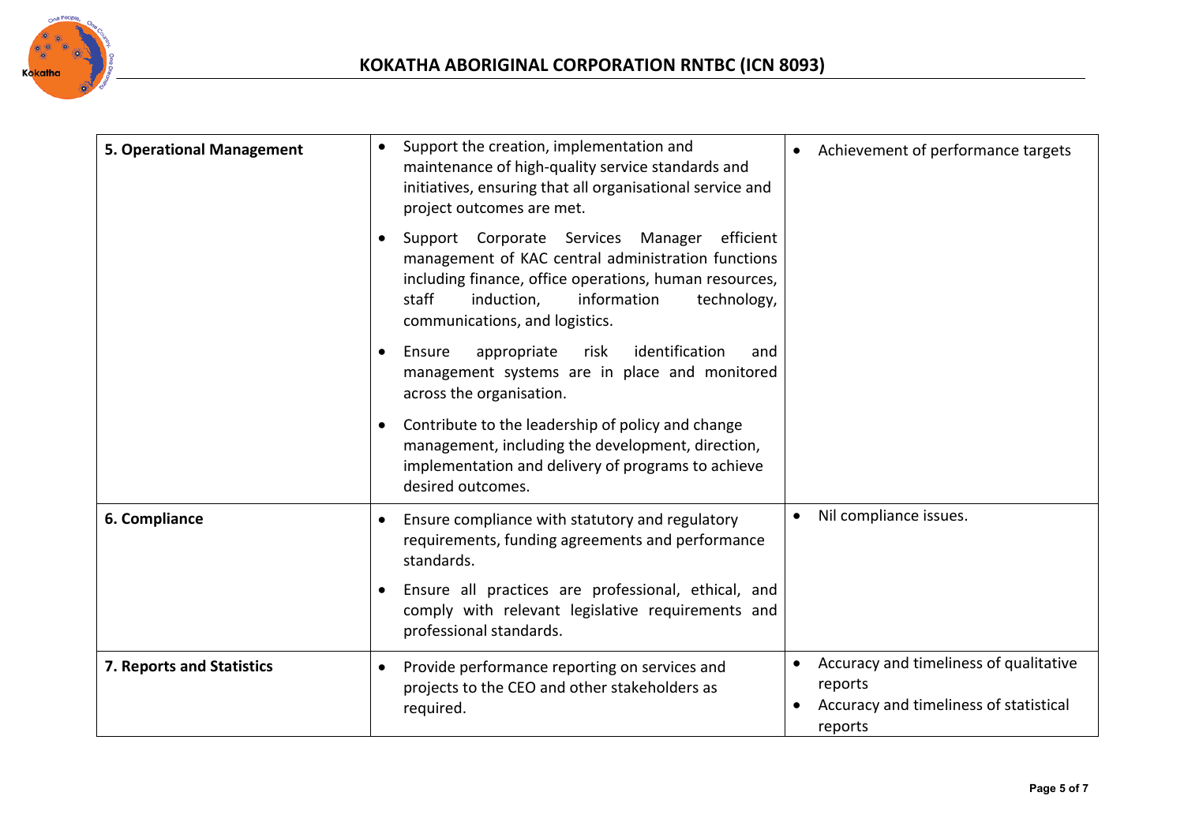| | | |
|---|---|---|
| **5. Operational Management** | • Support the creation, implementation and maintenance of high-quality service standards and initiatives, ensuring that all organisational service and project outcomes are met.<br>• Support Corporate Services Manager efficient management of KAC central administration functions including finance, office operations, human resources, staff induction, information technology, communications, and logistics.<br>• Ensure appropriate risk identification and management systems are in place and monitored across the organisation.<br>• Contribute to the leadership of policy and change management, including the development, direction, implementation and delivery of programs to achieve desired outcomes. | • Achievement of performance targets |
| **6. Compliance** | • Ensure compliance with statutory and regulatory requirements, funding agreements and performance standards.<br>• Ensure all practices are professional, ethical, and comply with relevant legislative requirements and professional standards. | • Nil compliance issues. |
| **7. Reports and Statistics** | • Provide performance reporting on services and projects to the CEO and other stakeholders as required. | • Accuracy and timeliness of qualitative reports<br>• Accuracy and timeliness of statistical reports |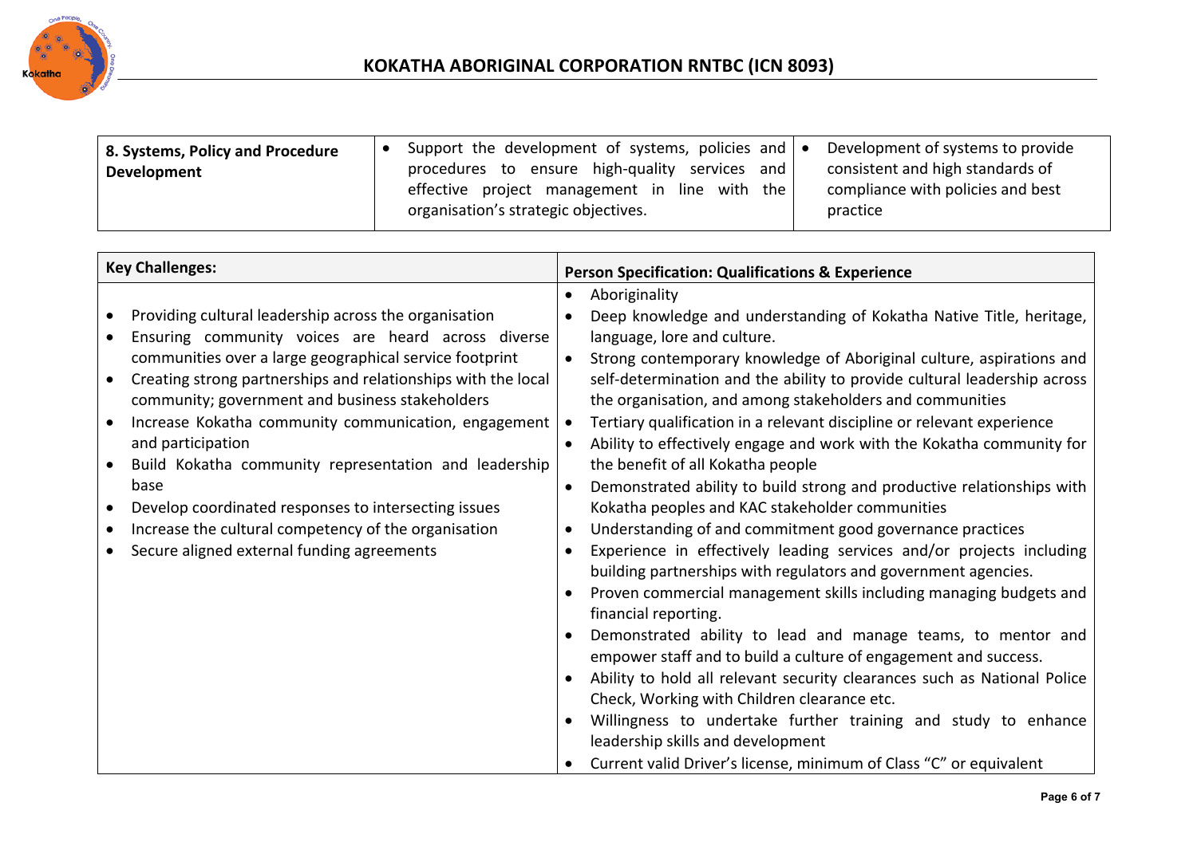| 8. Systems, Policy and Procedure Development | • Support the development of systems, policies and procedures to ensure high-quality services and effective project management in line with the organisation's strategic objectives. | • Development of systems to provide consistent and high standards of compliance with policies and best practice |
|---|---|---|

| Key Challenges: | Person Specification: Qualifications & Experience |
|---|---|
| • Providing cultural leadership across the organisation<br>• Ensuring community voices are heard across diverse communities over a large geographical service footprint<br>• Creating strong partnerships and relationships with the local community; government and business stakeholders<br>• Increase Kokatha community communication, engagement and participation<br>• Build Kokatha community representation and leadership base<br>• Develop coordinated responses to intersecting issues<br>• Increase the cultural competency of the organisation<br>• Secure aligned external funding agreements | • Aboriginality<br>• Deep knowledge and understanding of Kokatha Native Title, heritage, language, lore and culture.<br>• Strong contemporary knowledge of Aboriginal culture, aspirations and self-determination and the ability to provide cultural leadership across the organisation, and among stakeholders and communities<br>• Tertiary qualification in a relevant discipline or relevant experience<br>• Ability to effectively engage and work with the Kokatha community for the benefit of all Kokatha people<br>• Demonstrated ability to build strong and productive relationships with Kokatha peoples and KAC stakeholder communities<br>• Understanding of and commitment good governance practices<br>• Experience in effectively leading services and/or projects including building partnerships with regulators and government agencies.<br>• Proven commercial management skills including managing budgets and financial reporting.<br>• Demonstrated ability to lead and manage teams, to mentor and empower staff and to build a culture of engagement and success.<br>• Ability to hold all relevant security clearances such as National Police Check, Working with Children clearance etc.<br>• Willingness to undertake further training and study to enhance leadership skills and development<br>• Current valid Driver's license, minimum of Class "C" or equivalent |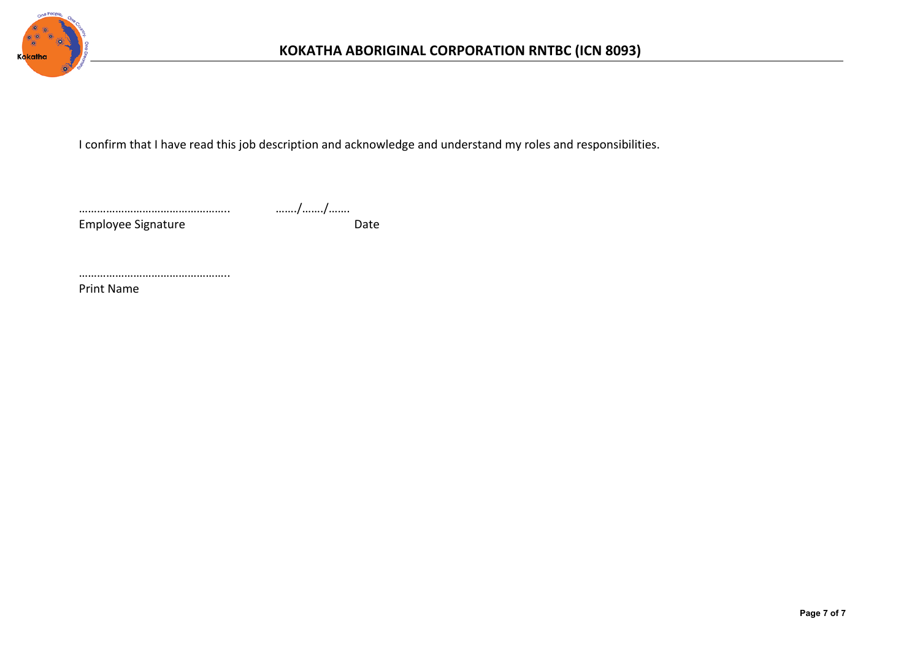I confirm that I have read this job description and acknowledge and understand my roles and responsibilities.

…………………………………………..        ……./……./…….
Employee Signature                                        Date

…………………………………………..
Print Name